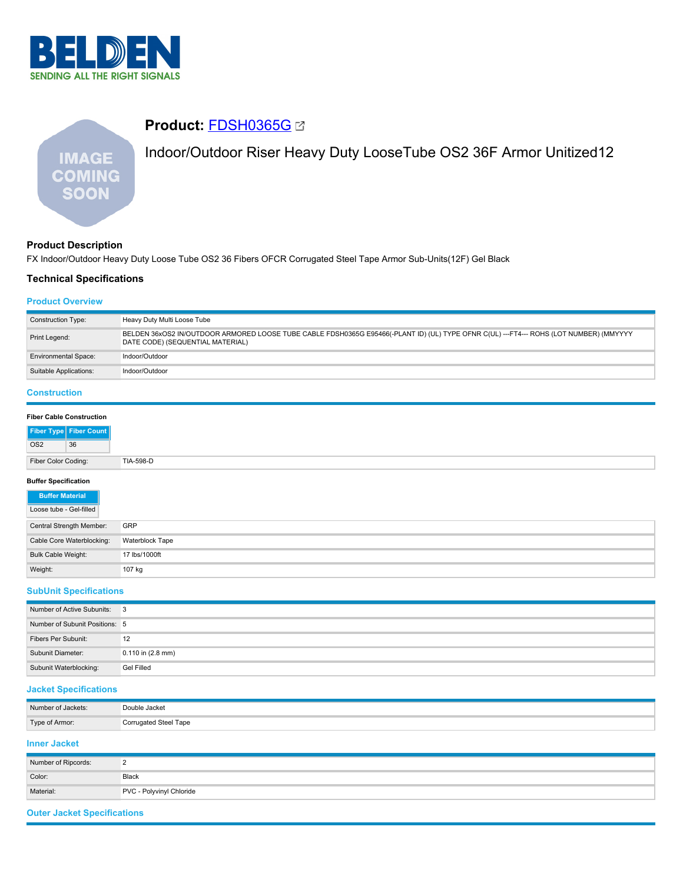## Product: FDSH0365G

Indoor/Outdoor Riser Heavy Duty LooseTube OS2 36F Armor Unitized12

### Product Description

FX Indoor/Outdoor Heavy Duty Loose Tube OS2 36 Fibers OFCR Corrugated Steel Tape Armor Sub-Units(12F) Gel Black

### Technical Specifications

#### Product Overview

| | |
|---|---|
| Construction Type: | Heavy Duty Multi Loose Tube |
| Print Legend: | BELDEN 36xOS2 IN/OUTDOOR ARMORED LOOSE TUBE CABLE FDSH0365G E95466(-PLANT ID) (UL) TYPE OFNR C(UL) ---FT4--- ROHS (LOT NUMBER) (MMYYYY DATE CODE) (SEQUENTIAL MATERIAL) |
| Environmental Space: | Indoor/Outdoor |
| Suitable Applications: | Indoor/Outdoor |

#### Construction

**Fiber Cable Construction**

| Fiber Type | Fiber Count |
|---|---|
| OS2 | 36 |

| | |
|---|---|
| Fiber Color Coding: | TIA-598-D |

**Buffer Specification**

| Buffer Material |
|---|
| Loose tube - Gel-filled |

| | |
|---|---|
| Central Strength Member: | GRP |
| Cable Core Waterblocking: | Waterblock Tape |
| Bulk Cable Weight: | 17 lbs/1000ft |
| Weight: | 107 kg |

#### SubUnit Specifications

| | |
|---|---|
| Number of Active Subunits: | 3 |
| Number of Subunit Positions: | 5 |
| Fibers Per Subunit: | 12 |
| Subunit Diameter: | 0.110 in (2.8 mm) |
| Subunit Waterblocking: | Gel Filled |

#### Jacket Specifications

| | |
|---|---|
| Number of Jackets: | Double Jacket |
| Type of Armor: | Corrugated Steel Tape |

#### Inner Jacket

| | |
|---|---|
| Number of Ripcords: | 2 |
| Color: | Black |
| Material: | PVC - Polyvinyl Chloride |

#### Outer Jacket Specifications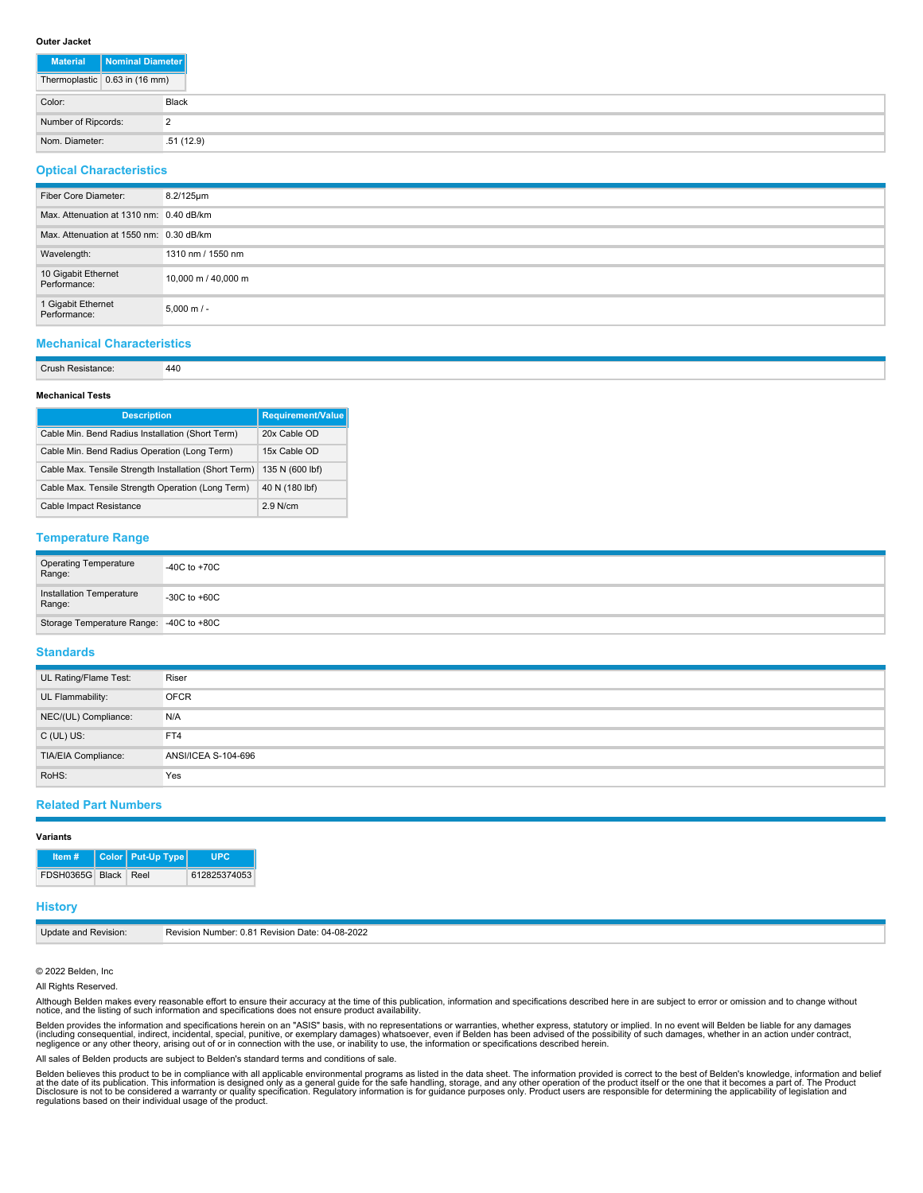**Outer Jacket**

| Material | Nominal Diameter |
| --- | --- |
| Thermoplastic | 0.63 in (16 mm) |

| | |
| --- | --- |
| Color: | Black |
| Number of Ripcords: | 2 |
| Nom. Diameter: | .51 (12.9) |

## Optical Characteristics

| | |
| --- | --- |
| Fiber Core Diameter: | 8.2/125µm |
| Max. Attenuation at 1310 nm: | 0.40 dB/km |
| Max. Attenuation at 1550 nm: | 0.30 dB/km |
| Wavelength: | 1310 nm / 1550 nm |
| 10 Gigabit Ethernet Performance: | 10,000 m / 40,000 m |
| 1 Gigabit Ethernet Performance: | 5,000 m / - |

## Mechanical Characteristics

| | |
| --- | --- |
| Crush Resistance: | 440 |

**Mechanical Tests**

| Description | Requirement/Value |
| --- | --- |
| Cable Min. Bend Radius Installation (Short Term) | 20x Cable OD |
| Cable Min. Bend Radius Operation (Long Term) | 15x Cable OD |
| Cable Max. Tensile Strength Installation (Short Term) | 135 N (600 lbf) |
| Cable Max. Tensile Strength Operation (Long Term) | 40 N (180 lbf) |
| Cable Impact Resistance | 2.9 N/cm |

## Temperature Range

| | |
| --- | --- |
| Operating Temperature Range: | -40C to +70C |
| Installation Temperature Range: | -30C to +60C |
| Storage Temperature Range: | -40C to +80C |

## Standards

| | |
| --- | --- |
| UL Rating/Flame Test: | Riser |
| UL Flammability: | OFCR |
| NEC/(UL) Compliance: | N/A |
| C (UL) US: | FT4 |
| TIA/EIA Compliance: | ANSI/ICEA S-104-696 |
| RoHS: | Yes |

## Related Part Numbers

**Variants**

| Item # | Color | Put-Up Type | UPC |
| --- | --- | --- | --- |
| FDSH0365G | Black | Reel | 612825374053 |

## History

| | |
| --- | --- |
| Update and Revision: | Revision Number: 0.81 Revision Date: 04-08-2022 |

© 2022 Belden, Inc

All Rights Reserved.

Although Belden makes every reasonable effort to ensure their accuracy at the time of this publication, information and specifications described here in are subject to error or omission and to change without notice, and the listing of such information and specifications does not ensure product availability.

Belden provides the information and specifications herein on an "ASIS" basis, with no representations or warranties, whether express, statutory or implied. In no event will Belden be liable for any damages (including consequential, indirect, incidental, special, punitive, or exemplary damages) whatsoever, even if Belden has been advised of the possibility of such damages, whether in an action under contract, negligence or any other theory, arising out of or in connection with the use, or inability to use, the information or specifications described herein.

All sales of Belden products are subject to Belden's standard terms and conditions of sale.

Belden believes this product to be in compliance with all applicable environmental programs as listed in the data sheet. The information provided is correct to the best of Belden's knowledge, information and belief at the date of its publication. This information is designed only as a general guide for the safe handling, storage, and any other operation of the product itself or the one that it becomes a part of. The Product Disclosure is not to be considered a warranty or quality specification. Regulatory information is for guidance purposes only. Product users are responsible for determining the applicability of legislation and regulations based on their individual usage of the product.